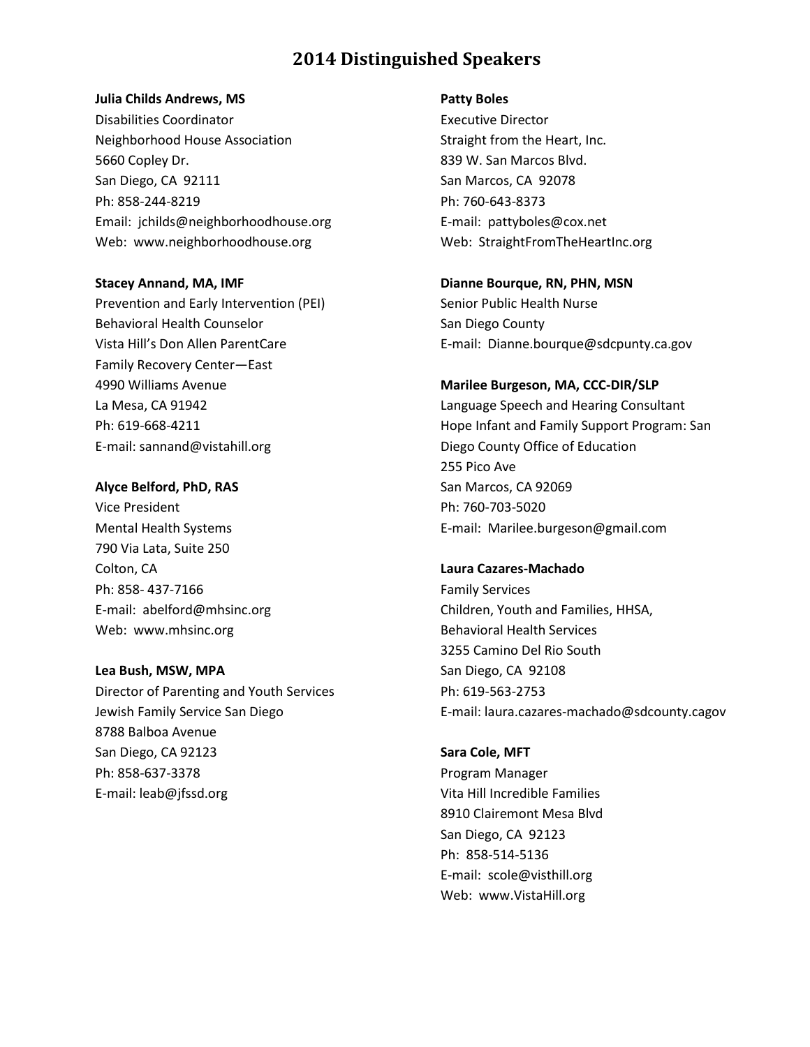# 2014 Distinguished Speakers

**Julia Childs Andrews, MS**
Disabilities Coordinator
Neighborhood House Association
5660 Copley Dr.
San Diego, CA 92111
Ph: 858-244-8219
Email: jchilds@neighborhoodhouse.org
Web: www.neighborhoodhouse.org

**Stacey Annand, MA, IMF**
Prevention and Early Intervention (PEI)
Behavioral Health Counselor
Vista Hill's Don Allen ParentCare
Family Recovery Center—East
4990 Williams Avenue
La Mesa, CA 91942
Ph: 619-668-4211
E-mail: sannand@vistahill.org

**Alyce Belford, PhD, RAS**
Vice President
Mental Health Systems
790 Via Lata, Suite 250
Colton, CA
Ph: 858- 437-7166
E-mail: abelford@mhsinc.org
Web: www.mhsinc.org

**Lea Bush, MSW, MPA**
Director of Parenting and Youth Services
Jewish Family Service San Diego
8788 Balboa Avenue
San Diego, CA 92123
Ph: 858-637-3378
E-mail: leab@jfssd.org

**Patty Boles**
Executive Director
Straight from the Heart, Inc.
839 W. San Marcos Blvd.
San Marcos, CA 92078
Ph: 760-643-8373
E-mail: pattyboles@cox.net
Web: StraightFromTheHeartInc.org

**Dianne Bourque, RN, PHN, MSN**
Senior Public Health Nurse
San Diego County
E-mail: Dianne.bourque@sdcpunty.ca.gov

**Marilee Burgeson, MA, CCC-DIR/SLP**
Language Speech and Hearing Consultant
Hope Infant and Family Support Program: San Diego County Office of Education
255 Pico Ave
San Marcos, CA 92069
Ph: 760-703-5020
E-mail: Marilee.burgeson@gmail.com

**Laura Cazares-Machado**
Family Services
Children, Youth and Families, HHSA,
Behavioral Health Services
3255 Camino Del Rio South
San Diego, CA 92108
Ph: 619-563-2753
E-mail: laura.cazares-machado@sdcounty.cagov

**Sara Cole, MFT**
Program Manager
Vita Hill Incredible Families
8910 Clairemont Mesa Blvd
San Diego, CA 92123
Ph: 858-514-5136
E-mail: scole@visthill.org
Web: www.VistaHill.org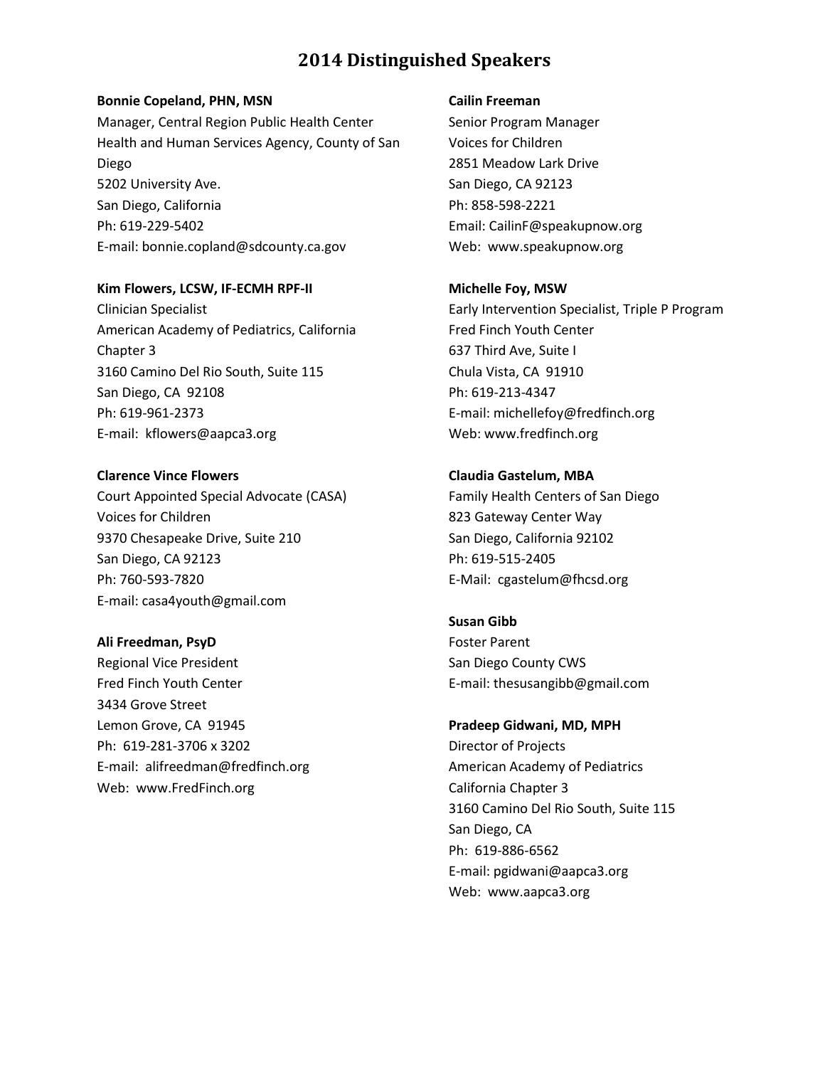# 2014 Distinguished Speakers

**Bonnie Copeland, PHN, MSN**
Manager, Central Region Public Health Center
Health and Human Services Agency, County of San Diego
5202 University Ave.
San Diego, California
Ph: 619-229-5402
E-mail: bonnie.copland@sdcounty.ca.gov

**Kim Flowers, LCSW, IF-ECMH RPF-II**
Clinician Specialist
American Academy of Pediatrics, California Chapter 3
3160 Camino Del Rio South, Suite 115
San Diego, CA 92108
Ph: 619-961-2373
E-mail: kflowers@aapca3.org

**Clarence Vince Flowers**
Court Appointed Special Advocate (CASA)
Voices for Children
9370 Chesapeake Drive, Suite 210
San Diego, CA 92123
Ph: 760-593-7820
E-mail: casa4youth@gmail.com

**Ali Freedman, PsyD**
Regional Vice President
Fred Finch Youth Center
3434 Grove Street
Lemon Grove, CA 91945
Ph: 619-281-3706 x 3202
E-mail: alifreedman@fredfinch.org
Web: www.FredFinch.org

**Cailin Freeman**
Senior Program Manager
Voices for Children
2851 Meadow Lark Drive
San Diego, CA 92123
Ph: 858-598-2221
Email: CailinF@speakupnow.org
Web: www.speakupnow.org

**Michelle Foy, MSW**
Early Intervention Specialist, Triple P Program
Fred Finch Youth Center
637 Third Ave, Suite I
Chula Vista, CA 91910
Ph: 619-213-4347
E-mail: michellefoy@fredfinch.org
Web: www.fredfinch.org

**Claudia Gastelum, MBA**
Family Health Centers of San Diego
823 Gateway Center Way
San Diego, California 92102
Ph: 619-515-2405
E-Mail: cgastelum@fhcsd.org

**Susan Gibb**
Foster Parent
San Diego County CWS
E-mail: thesusangibb@gmail.com

**Pradeep Gidwani, MD, MPH**
Director of Projects
American Academy of Pediatrics
California Chapter 3
3160 Camino Del Rio South, Suite 115
San Diego, CA
Ph: 619-886-6562
E-mail: pgidwani@aapca3.org
Web: www.aapca3.org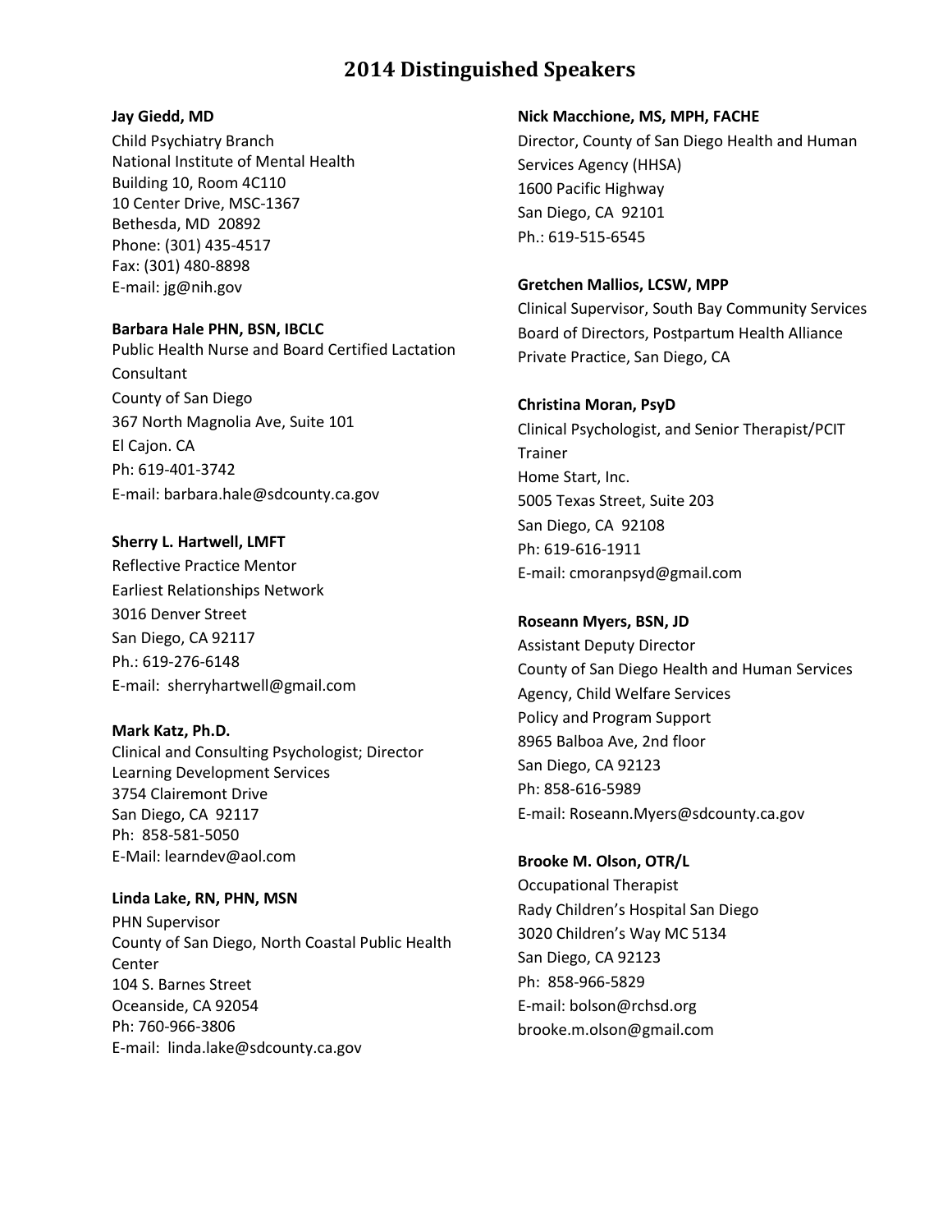# 2014 Distinguished Speakers

**Jay Giedd, MD**
Child Psychiatry Branch
National Institute of Mental Health
Building 10, Room 4C110
10 Center Drive, MSC-1367
Bethesda, MD 20892
Phone: (301) 435-4517
Fax: (301) 480-8898
E-mail: jg@nih.gov

**Barbara Hale PHN, BSN, IBCLC**
Public Health Nurse and Board Certified Lactation Consultant
County of San Diego
367 North Magnolia Ave, Suite 101
El Cajon. CA
Ph: 619-401-3742
E-mail: barbara.hale@sdcounty.ca.gov

**Sherry L. Hartwell, LMFT**
Reflective Practice Mentor
Earliest Relationships Network
3016 Denver Street
San Diego, CA 92117
Ph.: 619-276-6148
E-mail: sherryhartwell@gmail.com

**Mark Katz, Ph.D.**
Clinical and Consulting Psychologist; Director
Learning Development Services
3754 Clairemont Drive
San Diego, CA 92117
Ph: 858-581-5050
E-Mail: learndev@aol.com

**Linda Lake, RN, PHN, MSN**
PHN Supervisor
County of San Diego, North Coastal Public Health Center
104 S. Barnes Street
Oceanside, CA 92054
Ph: 760-966-3806
E-mail: linda.lake@sdcounty.ca.gov

**Nick Macchione, MS, MPH, FACHE**
Director, County of San Diego Health and Human Services Agency (HHSA)
1600 Pacific Highway
San Diego, CA 92101
Ph.: 619-515-6545

**Gretchen Mallios, LCSW, MPP**
Clinical Supervisor, South Bay Community Services
Board of Directors, Postpartum Health Alliance
Private Practice, San Diego, CA

**Christina Moran, PsyD**
Clinical Psychologist, and Senior Therapist/PCIT Trainer
Home Start, Inc.
5005 Texas Street, Suite 203
San Diego, CA 92108
Ph: 619-616-1911
E-mail: cmoranpsyd@gmail.com

**Roseann Myers, BSN, JD**
Assistant Deputy Director
County of San Diego Health and Human Services Agency, Child Welfare Services
Policy and Program Support
8965 Balboa Ave, 2nd floor
San Diego, CA 92123
Ph: 858-616-5989
E-mail: Roseann.Myers@sdcounty.ca.gov

**Brooke M. Olson, OTR/L**
Occupational Therapist
Rady Children's Hospital San Diego
3020 Children's Way MC 5134
San Diego, CA 92123
Ph: 858-966-5829
E-mail: bolson@rchsd.org
brooke.m.olson@gmail.com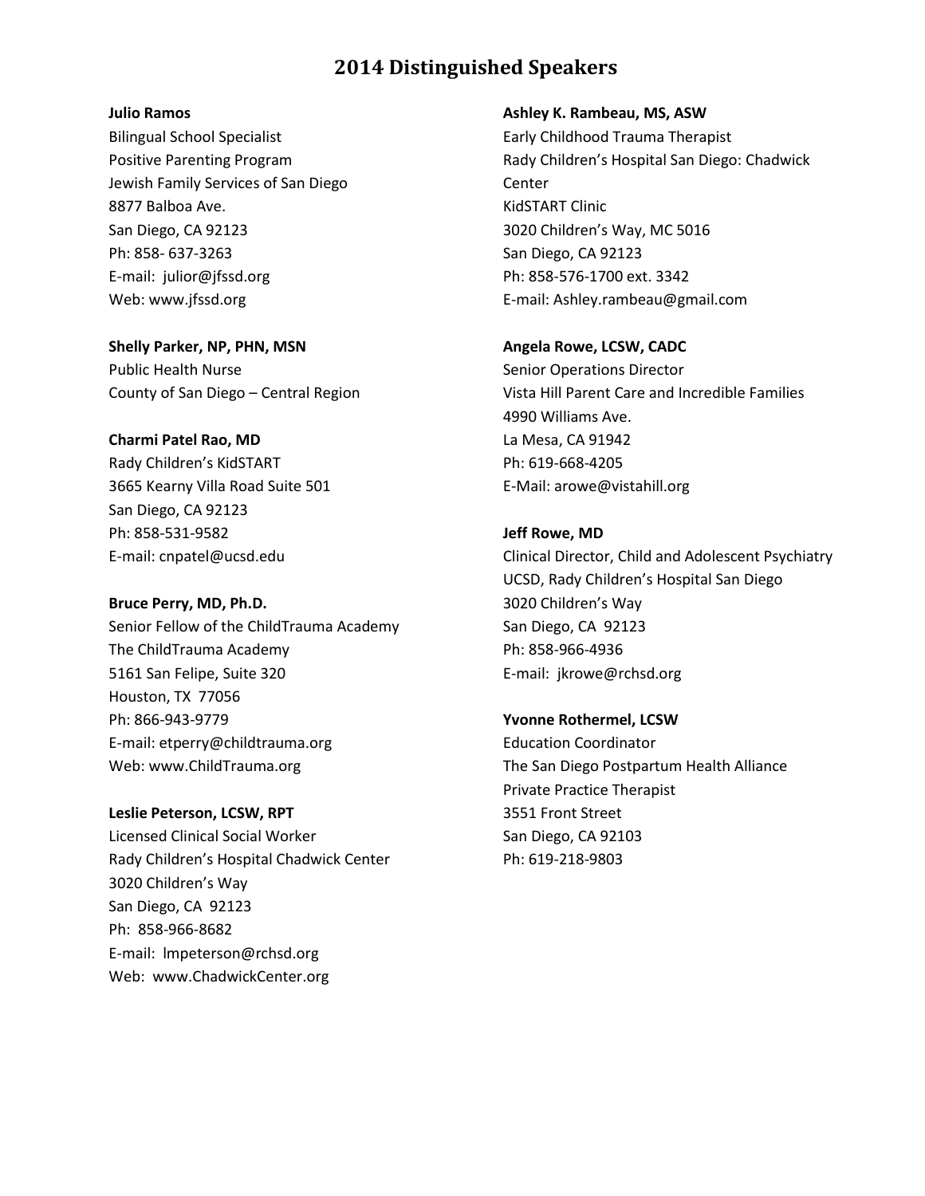# 2014 Distinguished Speakers

**Julio Ramos**
Bilingual School Specialist
Positive Parenting Program
Jewish Family Services of San Diego
8877 Balboa Ave.
San Diego, CA 92123
Ph: 858- 637-3263
E-mail: julior@jfssd.org
Web: www.jfssd.org

**Shelly Parker, NP, PHN, MSN**
Public Health Nurse
County of San Diego – Central Region

**Charmi Patel Rao, MD**
Rady Children's KidSTART
3665 Kearny Villa Road Suite 501
San Diego, CA 92123
Ph: 858-531-9582
E-mail: cnpatel@ucsd.edu

**Bruce Perry, MD, Ph.D.**
Senior Fellow of the ChildTrauma Academy
The ChildTrauma Academy
5161 San Felipe, Suite 320
Houston, TX 77056
Ph: 866-943-9779
E-mail: etperry@childtrauma.org
Web: www.ChildTrauma.org

**Leslie Peterson, LCSW, RPT**
Licensed Clinical Social Worker
Rady Children's Hospital Chadwick Center
3020 Children's Way
San Diego, CA 92123
Ph: 858-966-8682
E-mail: lmpeterson@rchsd.org
Web: www.ChadwickCenter.org

**Ashley K. Rambeau, MS, ASW**
Early Childhood Trauma Therapist
Rady Children's Hospital San Diego: Chadwick Center
KidSTART Clinic
3020 Children's Way, MC 5016
San Diego, CA 92123
Ph: 858-576-1700 ext. 3342
E-mail: Ashley.rambeau@gmail.com

**Angela Rowe, LCSW, CADC**
Senior Operations Director
Vista Hill Parent Care and Incredible Families
4990 Williams Ave.
La Mesa, CA 91942
Ph: 619-668-4205
E-Mail: arowe@vistahill.org

**Jeff Rowe, MD**
Clinical Director, Child and Adolescent Psychiatry
UCSD, Rady Children's Hospital San Diego
3020 Children's Way
San Diego, CA 92123
Ph: 858-966-4936
E-mail: jkrowe@rchsd.org

**Yvonne Rothermel, LCSW**
Education Coordinator
The San Diego Postpartum Health Alliance
Private Practice Therapist
3551 Front Street
San Diego, CA 92103
Ph: 619-218-9803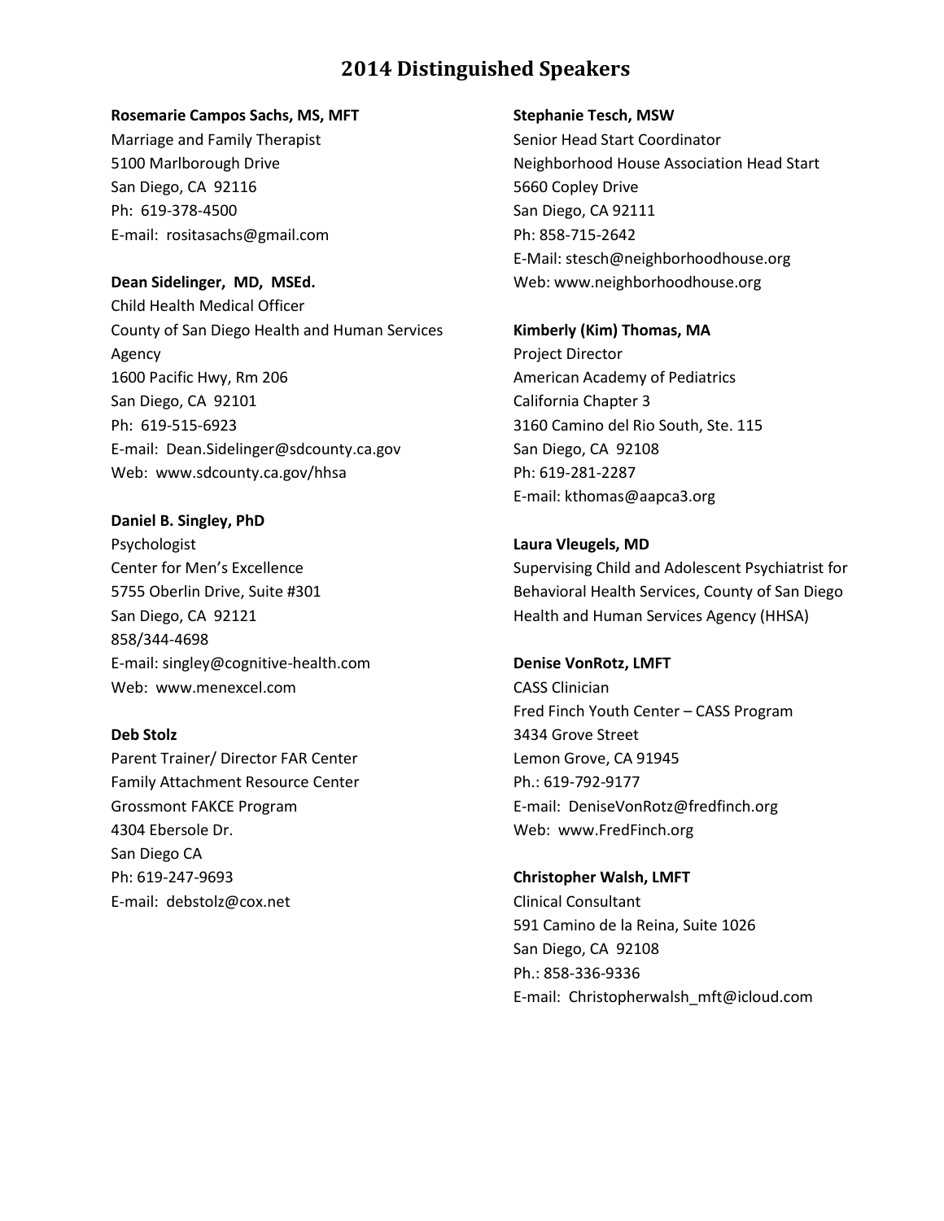# 2014 Distinguished Speakers

**Rosemarie Campos Sachs, MS, MFT**
Marriage and Family Therapist
5100 Marlborough Drive
San Diego, CA 92116
Ph: 619-378-4500
E-mail: rositasachs@gmail.com

**Dean Sidelinger, MD, MSEd.**
Child Health Medical Officer
County of San Diego Health and Human Services Agency
1600 Pacific Hwy, Rm 206
San Diego, CA 92101
Ph: 619-515-6923
E-mail: Dean.Sidelinger@sdcounty.ca.gov
Web: www.sdcounty.ca.gov/hhsa

**Daniel B. Singley, PhD**
Psychologist
Center for Men's Excellence
5755 Oberlin Drive, Suite #301
San Diego, CA 92121
858/344-4698
E-mail: singley@cognitive-health.com
Web: www.menexcel.com

**Deb Stolz**
Parent Trainer/ Director FAR Center
Family Attachment Resource Center
Grossmont FAKCE Program
4304 Ebersole Dr.
San Diego CA
Ph: 619-247-9693
E-mail: debstolz@cox.net

**Stephanie Tesch, MSW**
Senior Head Start Coordinator
Neighborhood House Association Head Start
5660 Copley Drive
San Diego, CA 92111
Ph: 858-715-2642
E-Mail: stesch@neighborhoodhouse.org
Web: www.neighborhoodhouse.org

**Kimberly (Kim) Thomas, MA**
Project Director
American Academy of Pediatrics
California Chapter 3
3160 Camino del Rio South, Ste. 115
San Diego, CA 92108
Ph: 619-281-2287
E-mail: kthomas@aapca3.org

**Laura Vleugels, MD**
Supervising Child and Adolescent Psychiatrist for Behavioral Health Services, County of San Diego Health and Human Services Agency (HHSA)

**Denise VonRotz, LMFT**
CASS Clinician
Fred Finch Youth Center – CASS Program
3434 Grove Street
Lemon Grove, CA 91945
Ph.: 619-792-9177
E-mail: DeniseVonRotz@fredfinch.org
Web: www.FredFinch.org

**Christopher Walsh, LMFT**
Clinical Consultant
591 Camino de la Reina, Suite 1026
San Diego, CA 92108
Ph.: 858-336-9336
E-mail: Christopherwalsh_mft@icloud.com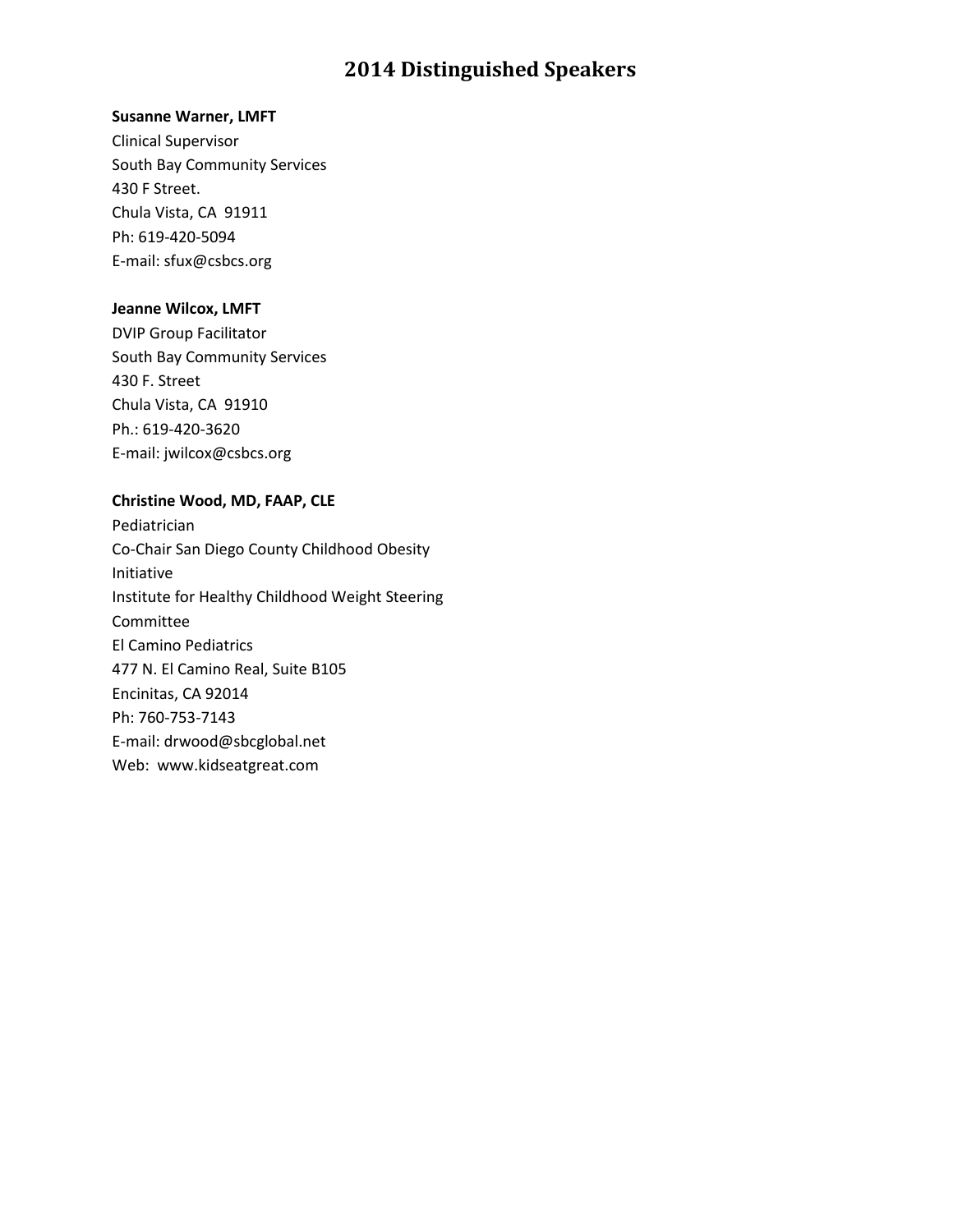# 2014 Distinguished Speakers

**Susanne Warner, LMFT**
Clinical Supervisor
South Bay Community Services
430 F Street.
Chula Vista, CA 91911
Ph: 619-420-5094
E-mail: sfux@csbcs.org

**Jeanne Wilcox, LMFT**
DVIP Group Facilitator
South Bay Community Services
430 F. Street
Chula Vista, CA 91910
Ph.: 619-420-3620
E-mail: jwilcox@csbcs.org

**Christine Wood, MD, FAAP, CLE**
Pediatrician
Co-Chair San Diego County Childhood Obesity Initiative
Institute for Healthy Childhood Weight Steering Committee
El Camino Pediatrics
477 N. El Camino Real, Suite B105
Encinitas, CA 92014
Ph: 760-753-7143
E-mail: drwood@sbcglobal.net
Web: www.kidseatgreat.com